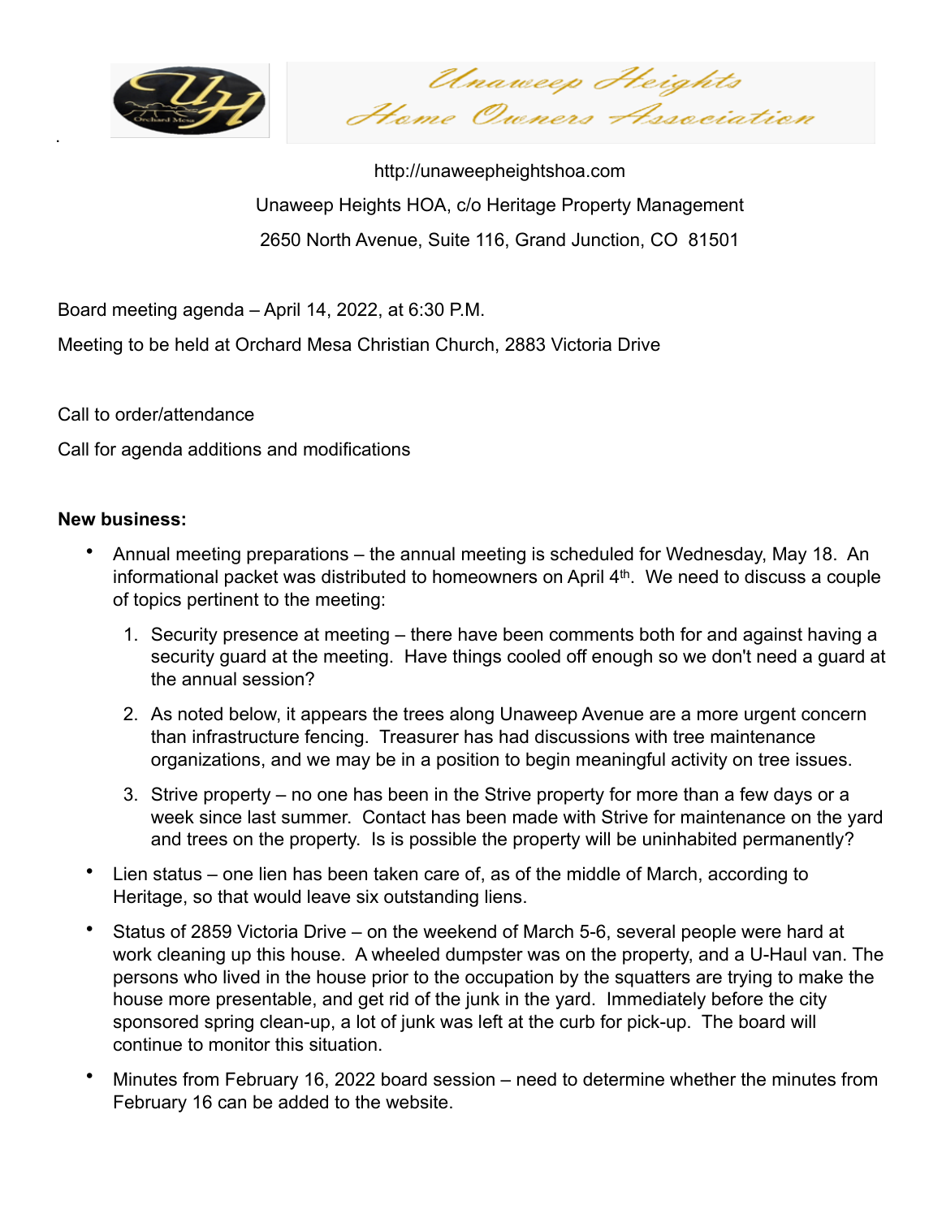# Unaweep Heights Home Owners Association

http://unaweepheightshoa.com

Unaweep Heights HOA, c/o Heritage Property Management

2650 North Avenue, Suite 116, Grand Junction, CO 81501

Board meeting agenda – April 14, 2022, at 6:30 P.M.

Meeting to be held at Orchard Mesa Christian Church, 2883 Victoria Drive

Call to order/attendance

Call for agenda additions and modifications

**New business:**

- Annual meeting preparations – the annual meeting is scheduled for Wednesday, May 18. An informational packet was distributed to homeowners on April 4th. We need to discuss a couple of topics pertinent to the meeting:
    1. Security presence at meeting – there have been comments both for and against having a security guard at the meeting. Have things cooled off enough so we don't need a guard at the annual session?
    2. As noted below, it appears the trees along Unaweep Avenue are a more urgent concern than infrastructure fencing. Treasurer has had discussions with tree maintenance organizations, and we may be in a position to begin meaningful activity on tree issues.
    3. Strive property – no one has been in the Strive property for more than a few days or a week since last summer. Contact has been made with Strive for maintenance on the yard and trees on the property. Is is possible the property will be uninhabited permanently?
- Lien status – one lien has been taken care of, as of the middle of March, according to Heritage, so that would leave six outstanding liens.
- Status of 2859 Victoria Drive – on the weekend of March 5-6, several people were hard at work cleaning up this house. A wheeled dumpster was on the property, and a U-Haul van. The persons who lived in the house prior to the occupation by the squatters are trying to make the house more presentable, and get rid of the junk in the yard. Immediately before the city sponsored spring clean-up, a lot of junk was left at the curb for pick-up. The board will continue to monitor this situation.
- Minutes from February 16, 2022 board session – need to determine whether the minutes from February 16 can be added to the website.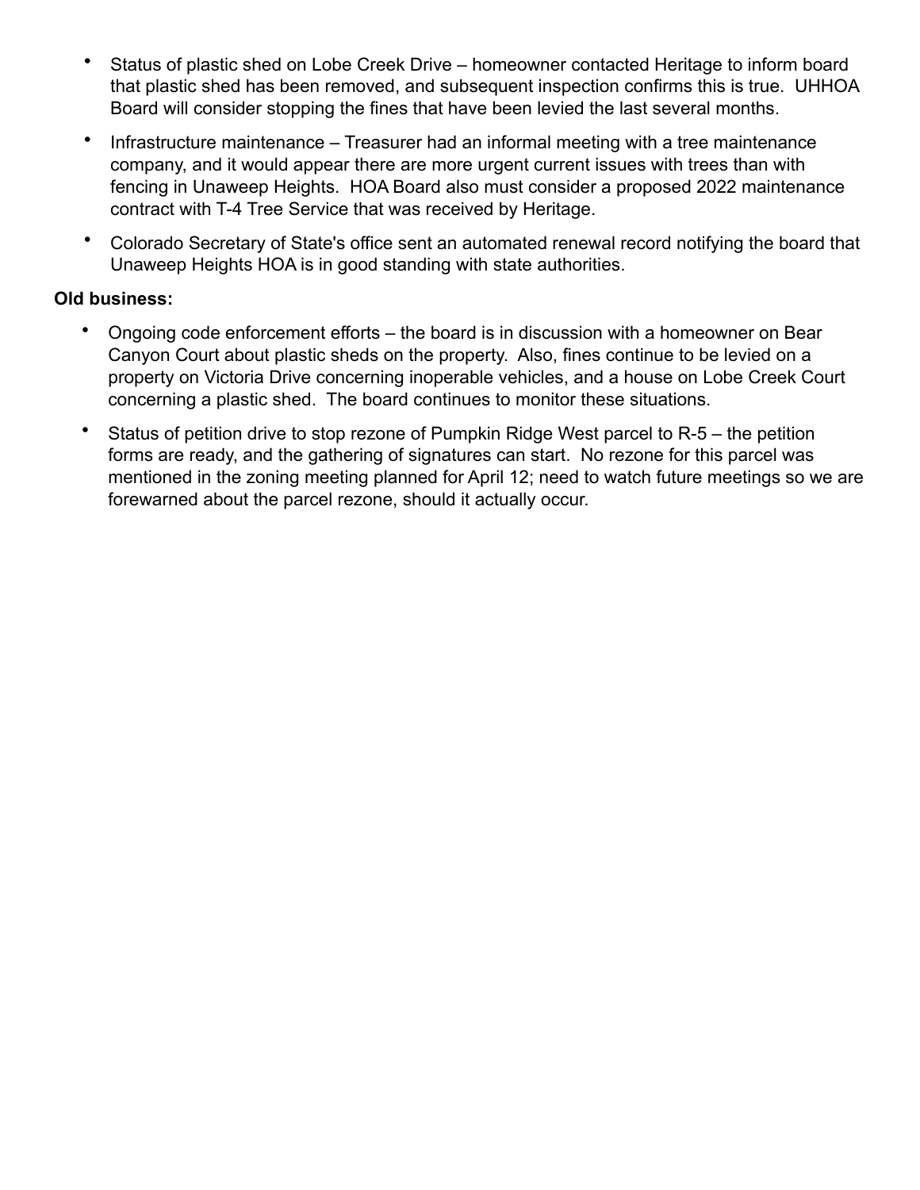- Status of plastic shed on Lobe Creek Drive – homeowner contacted Heritage to inform board that plastic shed has been removed, and subsequent inspection confirms this is true. UHHOA Board will consider stopping the fines that have been levied the last several months.
- Infrastructure maintenance – Treasurer had an informal meeting with a tree maintenance company, and it would appear there are more urgent current issues with trees than with fencing in Unaweep Heights. HOA Board also must consider a proposed 2022 maintenance contract with T-4 Tree Service that was received by Heritage.
- Colorado Secretary of State's office sent an automated renewal record notifying the board that Unaweep Heights HOA is in good standing with state authorities.

**Old business:**

- Ongoing code enforcement efforts – the board is in discussion with a homeowner on Bear Canyon Court about plastic sheds on the property. Also, fines continue to be levied on a property on Victoria Drive concerning inoperable vehicles, and a house on Lobe Creek Court concerning a plastic shed. The board continues to monitor these situations.
- Status of petition drive to stop rezone of Pumpkin Ridge West parcel to R-5 – the petition forms are ready, and the gathering of signatures can start. No rezone for this parcel was mentioned in the zoning meeting planned for April 12; need to watch future meetings so we are forewarned about the parcel rezone, should it actually occur.